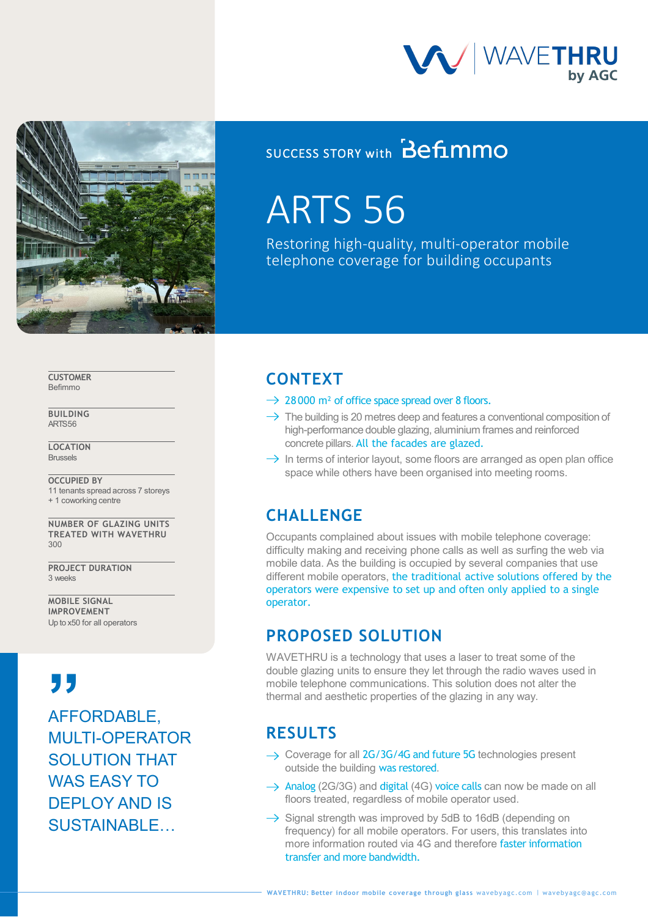WAVETHRU by AGC

SUCCESS STORY with Befimmo

# ARTS 56

Restoring high-quality, multi-operator mobile telephone coverage for building occupants

**CUSTOMER**
Befimmo

**BUILDING**
ARTS56

**LOCATION**
Brussels

**OCCUPIED BY**
11 tenants spread across 7 storeys + 1 coworking centre

**NUMBER OF GLAZING UNITS TREATED WITH WAVETHRU**
300

**PROJECT DURATION**
3 weeks

**MOBILE SIGNAL IMPROVEMENT**
Up to x50 for all operators

> AFFORDABLE, MULTI-OPERATOR SOLUTION THAT WAS EASY TO DEPLOY AND IS SUSTAINABLE…

## CONTEXT

- 28 000 m² of office space spread over 8 floors.
- The building is 20 metres deep and features a conventional composition of high-performance double glazing, aluminium frames and reinforced concrete pillars. All the facades are glazed.
- In terms of interior layout, some floors are arranged as open plan office space while others have been organised into meeting rooms.

## CHALLENGE

Occupants complained about issues with mobile telephone coverage: difficulty making and receiving phone calls as well as surfing the web via mobile data. As the building is occupied by several companies that use different mobile operators, the traditional active solutions offered by the operators were expensive to set up and often only applied to a single operator.

## PROPOSED SOLUTION

WAVETHRU is a technology that uses a laser to treat some of the double glazing units to ensure they let through the radio waves used in mobile telephone communications. This solution does not alter the thermal and aesthetic properties of the glazing in any way.

## RESULTS

- Coverage for all 2G/3G/4G and future 5G technologies present outside the building was restored.
- Analog (2G/3G) and digital (4G) voice calls can now be made on all floors treated, regardless of mobile operator used.
- Signal strength was improved by 5dB to 16dB (depending on frequency) for all mobile operators. For users, this translates into more information routed via 4G and therefore faster information transfer and more bandwidth.

WAVETHRU: Better indoor mobile coverage through glass wavebyagc.com | wavebyagc@agc.com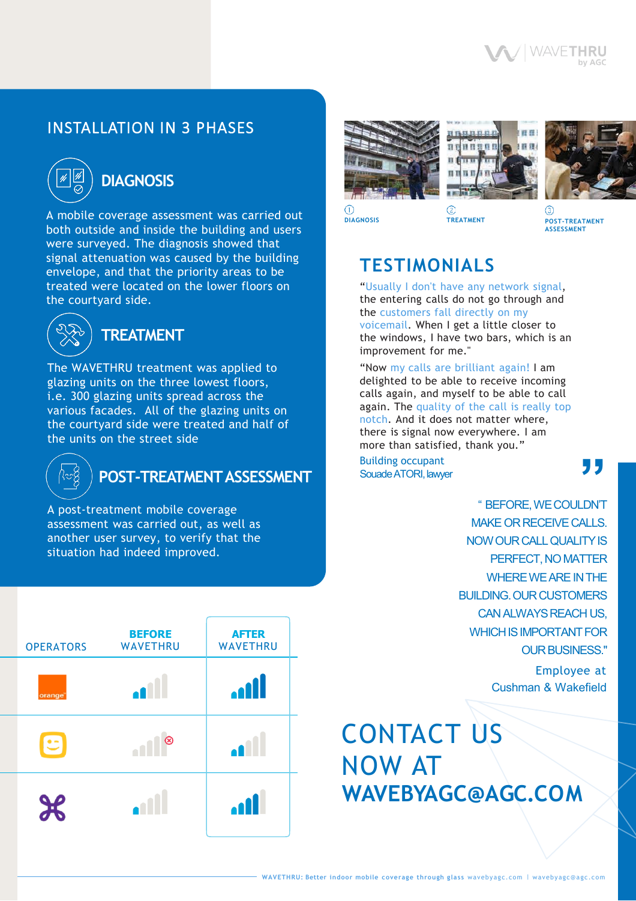## INSTALLATION IN 3 PHASES

### DIAGNOSIS

A mobile coverage assessment was carried out both outside and inside the building and users were surveyed. The diagnosis showed that signal attenuation was caused by the building envelope, and that the priority areas to be treated were located on the lower floors on the courtyard side.

### TREATMENT

The WAVETHRU treatment was applied to glazing units on the three lowest floors, i.e. 300 glazing units spread across the various facades. All of the glazing units on the courtyard side were treated and half of the units on the street side

### POST-TREATMENT ASSESSMENT

A post-treatment mobile coverage assessment was carried out, as well as another user survey, to verify that the situation had indeed improved.

| OPERATORS | BEFORE WAVETHRU | AFTER WAVETHRU |
|---|---|---|
| orange | | |
| | | |
| | | |

① DIAGNOSIS ② TREATMENT ③ POST-TREATMENT ASSESSMENT

## TESTIMONIALS

"Usually I don't have any network signal, the entering calls do not go through and the customers fall directly on my voicemail. When I get a little closer to the windows, I have two bars, which is an improvement for me."

"Now my calls are brilliant again! I am delighted to be able to receive incoming calls again, and myself to be able to call again. The quality of the call is really top notch. And it does not matter where, there is signal now everywhere. I am more than satisfied, thank you."

Building occupant
Souade ATORI, lawyer

" BEFORE, WE COULDN'T MAKE OR RECEIVE CALLS. NOW OUR CALL QUALITY IS PERFECT, NO MATTER WHERE WE ARE IN THE BUILDING. OUR CUSTOMERS CAN ALWAYS REACH US, WHICH IS IMPORTANT FOR OUR BUSINESS."

Employee at
Cushman & Wakefield

## CONTACT US NOW AT **WAVEBYAGC@AGC.COM**